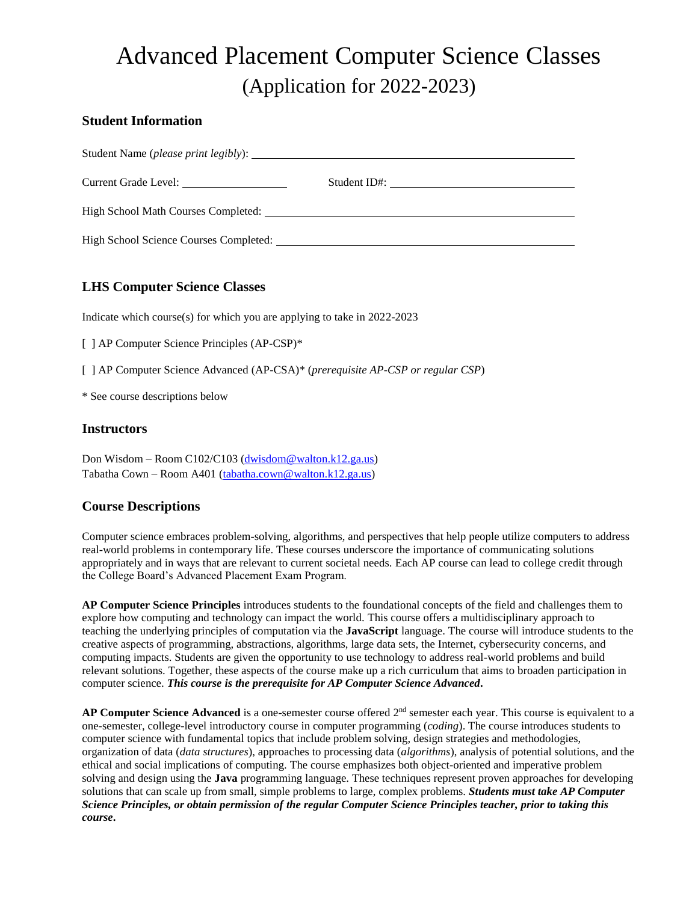# Advanced Placement Computer Science Classes
## (Application for 2022-2023)

### Student Information

Student Name (*please print legibly*): ______________________________

Current Grade Level: ______________ Student ID#: ______________________

High School Math Courses Completed: ______________________________

High School Science Courses Completed: ______________________________

### LHS Computer Science Classes

Indicate which course(s) for which you are applying to take in 2022-2023

[ ] AP Computer Science Principles (AP-CSP)*

[ ] AP Computer Science Advanced (AP-CSA)* (*prerequisite AP-CSP or regular CSP*)

* See course descriptions below

### Instructors

Don Wisdom – Room C102/C103 (dwisdom@walton.k12.ga.us)
Tabatha Cown – Room A401 (tabatha.cown@walton.k12.ga.us)

### Course Descriptions

Computer science embraces problem-solving, algorithms, and perspectives that help people utilize computers to address real-world problems in contemporary life. These courses underscore the importance of communicating solutions appropriately and in ways that are relevant to current societal needs. Each AP course can lead to college credit through the College Board's Advanced Placement Exam Program.

**AP Computer Science Principles** introduces students to the foundational concepts of the field and challenges them to explore how computing and technology can impact the world. This course offers a multidisciplinary approach to teaching the underlying principles of computation via the **JavaScript** language. The course will introduce students to the creative aspects of programming, abstractions, algorithms, large data sets, the Internet, cybersecurity concerns, and computing impacts. Students are given the opportunity to use technology to address real-world problems and build relevant solutions. Together, these aspects of the course make up a rich curriculum that aims to broaden participation in computer science. ***This course is the prerequisite for AP Computer Science Advanced.***

**AP Computer Science Advanced** is a one-semester course offered 2nd semester each year. This course is equivalent to a one-semester, college-level introductory course in computer programming (*coding*). The course introduces students to computer science with fundamental topics that include problem solving, design strategies and methodologies, organization of data (*data structures*), approaches to processing data (*algorithms*), analysis of potential solutions, and the ethical and social implications of computing. The course emphasizes both object-oriented and imperative problem solving and design using the **Java** programming language. These techniques represent proven approaches for developing solutions that can scale up from small, simple problems to large, complex problems. ***Students must take AP Computer Science Principles, or obtain permission of the regular Computer Science Principles teacher, prior to taking this course.***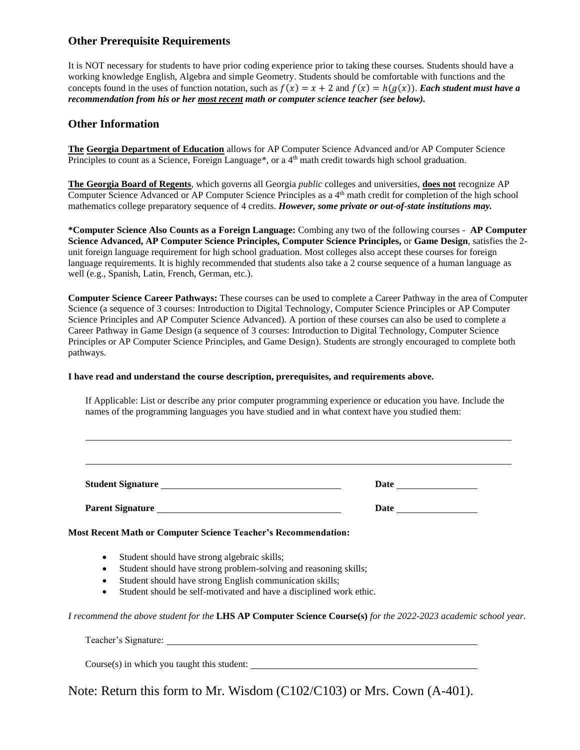## Other Prerequisite Requirements

It is NOT necessary for students to have prior coding experience prior to taking these courses. Students should have a working knowledge English, Algebra and simple Geometry. Students should be comfortable with functions and the concepts found in the uses of function notation, such as $f(x) = x + 2$ and $f(x) = h(g(x))$. ***Each student must have a recommendation from his or her most recent math or computer science teacher (see below).***

## Other Information

**The Georgia Department of Education** allows for AP Computer Science Advanced and/or AP Computer Science Principles to count as a Science, Foreign Language*, or a 4th math credit towards high school graduation.

**The Georgia Board of Regents**, which governs all Georgia *public* colleges and universities, **does not** recognize AP Computer Science Advanced or AP Computer Science Principles as a 4th math credit for completion of the high school mathematics college preparatory sequence of 4 credits. ***However, some private or out-of-state institutions may.***

**\*Computer Science Also Counts as a Foreign Language:** Combing any two of the following courses - **AP Computer Science Advanced, AP Computer Science Principles, Computer Science Principles,** or **Game Design**, satisfies the 2-unit foreign language requirement for high school graduation. Most colleges also accept these courses for foreign language requirements. It is highly recommended that students also take a 2 course sequence of a human language as well (e.g., Spanish, Latin, French, German, etc.).

**Computer Science Career Pathways:** These courses can be used to complete a Career Pathway in the area of Computer Science (a sequence of 3 courses: Introduction to Digital Technology, Computer Science Principles or AP Computer Science Principles and AP Computer Science Advanced). A portion of these courses can also be used to complete a Career Pathway in Game Design (a sequence of 3 courses: Introduction to Digital Technology, Computer Science Principles or AP Computer Science Principles, and Game Design). Students are strongly encouraged to complete both pathways.

**I have read and understand the course description, prerequisites, and requirements above.**

If Applicable: List or describe any prior computer programming experience or education you have. Include the names of the programming languages you have studied and in what context have you studied them:

\_\_\_\_\_\_\_\_\_\_\_\_\_\_\_\_\_\_\_\_\_\_\_\_\_\_\_\_\_\_\_\_\_\_\_\_\_\_\_\_\_\_\_\_\_\_\_\_\_\_\_\_\_\_\_\_\_\_\_\_\_\_\_\_

\_\_\_\_\_\_\_\_\_\_\_\_\_\_\_\_\_\_\_\_\_\_\_\_\_\_\_\_\_\_\_\_\_\_\_\_\_\_\_\_\_\_\_\_\_\_\_\_\_\_\_\_\_\_\_\_\_\_\_\_\_\_\_\_

**Student Signature** \_\_\_\_\_\_\_\_\_\_\_\_\_\_\_\_\_\_\_\_\_\_\_\_\_\_\_\_\_\_ **Date** \_\_\_\_\_\_\_\_\_\_\_\_\_\_

**Parent Signature** \_\_\_\_\_\_\_\_\_\_\_\_\_\_\_\_\_\_\_\_\_\_\_\_\_\_\_\_\_\_ **Date** \_\_\_\_\_\_\_\_\_\_\_\_\_\_

**Most Recent Math or Computer Science Teacher's Recommendation:**

- Student should have strong algebraic skills;
- Student should have strong problem-solving and reasoning skills;
- Student should have strong English communication skills;
- Student should be self-motivated and have a disciplined work ethic.

*I recommend the above student for the* **LHS AP Computer Science Course(s)** *for the 2022-2023 academic school year.*

Teacher's Signature: \_\_\_\_\_\_\_\_\_\_\_\_\_\_\_\_\_\_\_\_\_\_\_\_\_\_\_\_\_\_\_\_\_\_\_\_\_\_\_\_\_\_\_\_\_\_\_\_

Course(s) in which you taught this student: \_\_\_\_\_\_\_\_\_\_\_\_\_\_\_\_\_\_\_\_\_\_\_\_\_\_\_\_\_\_\_\_\_\_\_\_

Note: Return this form to Mr. Wisdom (C102/C103) or Mrs. Cown (A-401).